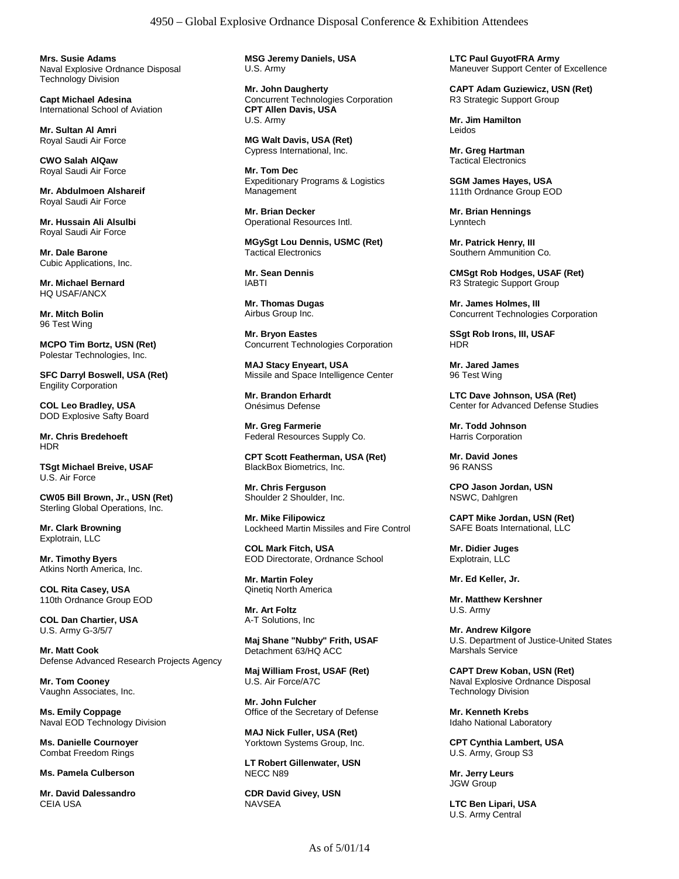# 4950 – Global Explosive Ordnance Disposal Conference & Exhibition Attendees

**Mrs. Susie Adams**
Naval Explosive Ordnance Disposal Technology Division

**Capt Michael Adesina**
International School of Aviation

**Mr. Sultan Al Amri**
Royal Saudi Air Force

**CWO Salah AlQaw**
Royal Saudi Air Force

**Mr. Abdulmoen Alshareif**
Royal Saudi Air Force

**Mr. Hussain Ali Alsulbi**
Royal Saudi Air Force

**Mr. Dale Barone**
Cubic Applications, Inc.

**Mr. Michael Bernard**
HQ USAF/ANCX

**Mr. Mitch Bolin**
96 Test Wing

**MCPO Tim Bortz, USN (Ret)**
Polestar Technologies, Inc.

**SFC Darryl Boswell, USA (Ret)**
Engility Corporation

**COL Leo Bradley, USA**
DOD Explosive Safty Board

**Mr. Chris Bredehoeft**
HDR

**TSgt Michael Breive, USAF**
U.S. Air Force

**CW05 Bill Brown, Jr., USN (Ret)**
Sterling Global Operations, Inc.

**Mr. Clark Browning**
Explotrain, LLC

**Mr. Timothy Byers**
Atkins North America, Inc.

**COL Rita Casey, USA**
110th Ordnance Group EOD

**COL Dan Chartier, USA**
U.S. Army G-3/5/7

**Mr. Matt Cook**
Defense Advanced Research Projects Agency

**Mr. Tom Cooney**
Vaughn Associates, Inc.

**Ms. Emily Coppage**
Naval EOD Technology Division

**Ms. Danielle Cournoyer**
Combat Freedom Rings

**Ms. Pamela Culberson**

**Mr. David Dalessandro**
CEIA USA

**MSG Jeremy Daniels, USA**
U.S. Army

**Mr. John Daugherty**
Concurrent Technologies Corporation

**CPT Allen Davis, USA**
U.S. Army

**MG Walt Davis, USA (Ret)**
Cypress International, Inc.

**Mr. Tom Dec**
Expeditionary Programs & Logistics Management

**Mr. Brian Decker**
Operational Resources Intl.

**MGySgt Lou Dennis, USMC (Ret)**
Tactical Electronics

**Mr. Sean Dennis**
IABTI

**Mr. Thomas Dugas**
Airbus Group Inc.

**Mr. Bryon Eastes**
Concurrent Technologies Corporation

**MAJ Stacy Enyeart, USA**
Missile and Space Intelligence Center

**Mr. Brandon Erhardt**
Onésimus Defense

**Mr. Greg Farmerie**
Federal Resources Supply Co.

**CPT Scott Featherman, USA (Ret)**
BlackBox Biometrics, Inc.

**Mr. Chris Ferguson**
Shoulder 2 Shoulder, Inc.

**Mr. Mike Filipowicz**
Lockheed Martin Missiles and Fire Control

**COL Mark Fitch, USA**
EOD Directorate, Ordnance School

**Mr. Martin Foley**
Qinetiq North America

**Mr. Art Foltz**
A-T Solutions, Inc

**Maj Shane "Nubby" Frith, USAF**
Detachment 63/HQ ACC

**Maj William Frost, USAF (Ret)**
U.S. Air Force/A7C

**Mr. John Fulcher**
Office of the Secretary of Defense

**MAJ Nick Fuller, USA (Ret)**
Yorktown Systems Group, Inc.

**LT Robert Gillenwater, USN**
NECC N89

**CDR David Givey, USN**
NAVSEA

**LTC Paul GuyotFRA Army**
Maneuver Support Center of Excellence

**CAPT Adam Guziewicz, USN (Ret)**
R3 Strategic Support Group

**Mr. Jim Hamilton**
Leidos

**Mr. Greg Hartman**
Tactical Electronics

**SGM James Hayes, USA**
111th Ordnance Group EOD

**Mr. Brian Hennings**
Lynntech

**Mr. Patrick Henry, III**
Southern Ammunition Co.

**CMSgt Rob Hodges, USAF (Ret)**
R3 Strategic Support Group

**Mr. James Holmes, III**
Concurrent Technologies Corporation

**SSgt Rob Irons, III, USAF**
HDR

**Mr. Jared James**
96 Test Wing

**LTC Dave Johnson, USA (Ret)**
Center for Advanced Defense Studies

**Mr. Todd Johnson**
Harris Corporation

**Mr. David Jones**
96 RANSS

**CPO Jason Jordan, USN**
NSWC, Dahlgren

**CAPT Mike Jordan, USN (Ret)**
SAFE Boats International, LLC

**Mr. Didier Juges**
Explotrain, LLC

**Mr. Ed Keller, Jr.**

**Mr. Matthew Kershner**
U.S. Army

**Mr. Andrew Kilgore**
U.S. Department of Justice-United States Marshals Service

**CAPT Drew Koban, USN (Ret)**
Naval Explosive Ordnance Disposal Technology Division

**Mr. Kenneth Krebs**
Idaho National Laboratory

**CPT Cynthia Lambert, USA**
U.S. Army, Group S3

**Mr. Jerry Leurs**
JGW Group

**LTC Ben Lipari, USA**
U.S. Army Central

As of 5/01/14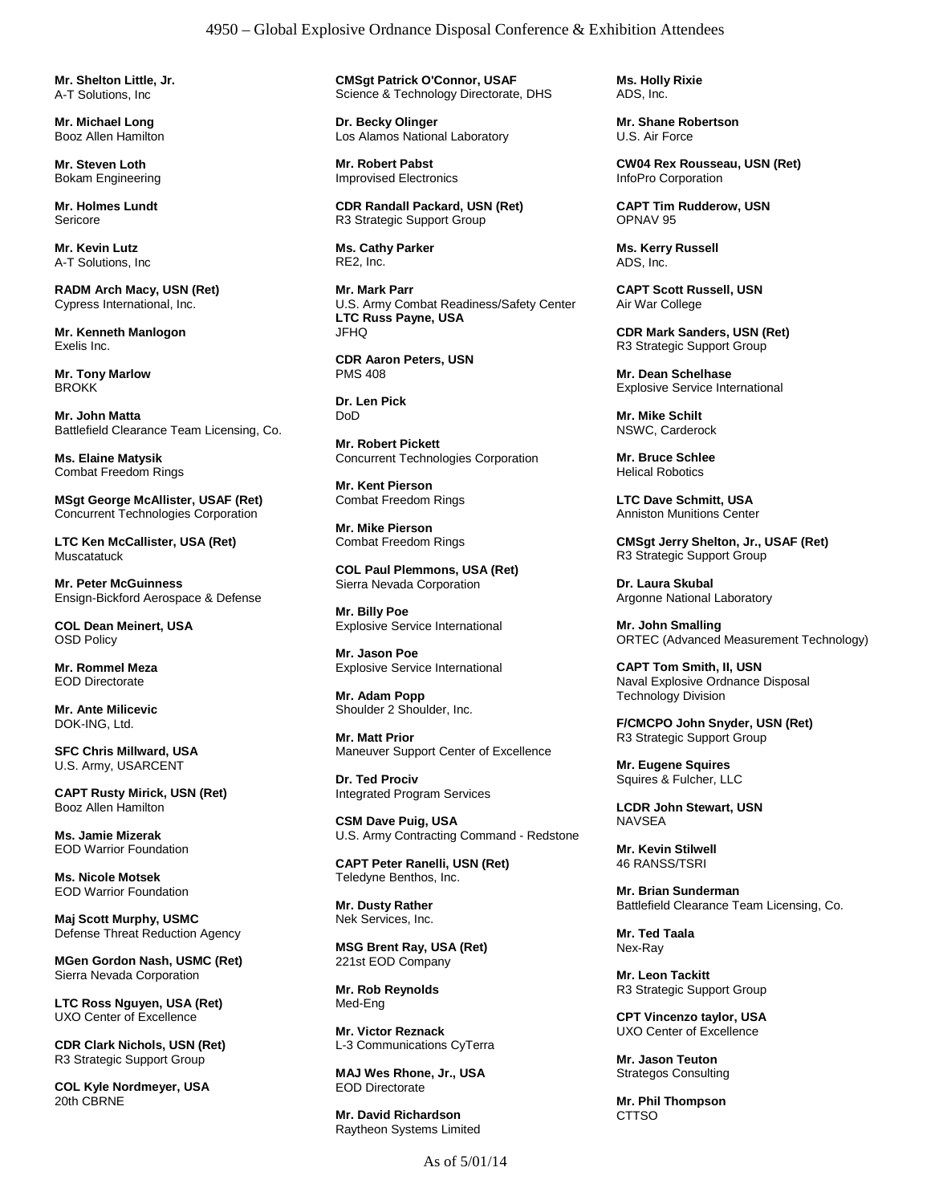**Mr. Shelton Little, Jr.**
A-T Solutions, Inc

**Mr. Michael Long**
Booz Allen Hamilton

**Mr. Steven Loth**
Bokam Engineering

**Mr. Holmes Lundt**
Sericore

**Mr. Kevin Lutz**
A-T Solutions, Inc

**RADM Arch Macy, USN (Ret)**
Cypress International, Inc.

**Mr. Kenneth Manlogon**
Exelis Inc.

**Mr. Tony Marlow**
BROKK

**Mr. John Matta**
Battlefield Clearance Team Licensing, Co.

**Ms. Elaine Matysik**
Combat Freedom Rings

**MSgt George McAllister, USAF (Ret)**
Concurrent Technologies Corporation

**LTC Ken McCallister, USA (Ret)**
Muscatatuck

**Mr. Peter McGuinness**
Ensign-Bickford Aerospace & Defense

**COL Dean Meinert, USA**
OSD Policy

**Mr. Rommel Meza**
EOD Directorate

**Mr. Ante Milicevic**
DOK-ING, Ltd.

**SFC Chris Millward, USA**
U.S. Army, USARCENT

**CAPT Rusty Mirick, USN (Ret)**
Booz Allen Hamilton

**Ms. Jamie Mizerak**
EOD Warrior Foundation

**Ms. Nicole Motsek**
EOD Warrior Foundation

**Maj Scott Murphy, USMC**
Defense Threat Reduction Agency

**MGen Gordon Nash, USMC (Ret)**
Sierra Nevada Corporation

**LTC Ross Nguyen, USA (Ret)**
UXO Center of Excellence

**CDR Clark Nichols, USN (Ret)**
R3 Strategic Support Group

**COL Kyle Nordmeyer, USA**
20th CBRNE

**CMSgt Patrick O'Connor, USAF**
Science & Technology Directorate, DHS

**Dr. Becky Olinger**
Los Alamos National Laboratory

**Mr. Robert Pabst**
Improvised Electronics

**CDR Randall Packard, USN (Ret)**
R3 Strategic Support Group

**Ms. Cathy Parker**
RE2, Inc.

**Mr. Mark Parr**
U.S. Army Combat Readiness/Safety Center

**LTC Russ Payne, USA**
JFHQ

**CDR Aaron Peters, USN**
PMS 408

**Dr. Len Pick**
DoD

**Mr. Robert Pickett**
Concurrent Technologies Corporation

**Mr. Kent Pierson**
Combat Freedom Rings

**Mr. Mike Pierson**
Combat Freedom Rings

**COL Paul Plemmons, USA (Ret)**
Sierra Nevada Corporation

**Mr. Billy Poe**
Explosive Service International

**Mr. Jason Poe**
Explosive Service International

**Mr. Adam Popp**
Shoulder 2 Shoulder, Inc.

**Mr. Matt Prior**
Maneuver Support Center of Excellence

**Dr. Ted Prociv**
Integrated Program Services

**CSM Dave Puig, USA**
U.S. Army Contracting Command - Redstone

**CAPT Peter Ranelli, USN (Ret)**
Teledyne Benthos, Inc.

**Mr. Dusty Rather**
Nek Services, Inc.

**MSG Brent Ray, USA (Ret)**
221st EOD Company

**Mr. Rob Reynolds**
Med-Eng

**Mr. Victor Reznack**
L-3 Communications CyTerra

**MAJ Wes Rhone, Jr., USA**
EOD Directorate

**Mr. David Richardson**
Raytheon Systems Limited

**Ms. Holly Rixie**
ADS, Inc.

**Mr. Shane Robertson**
U.S. Air Force

**CW04 Rex Rousseau, USN (Ret)**
InfoPro Corporation

**CAPT Tim Rudderow, USN**
OPNAV 95

**Ms. Kerry Russell**
ADS, Inc.

**CAPT Scott Russell, USN**
Air War College

**CDR Mark Sanders, USN (Ret)**
R3 Strategic Support Group

**Mr. Dean Schelhase**
Explosive Service International

**Mr. Mike Schilt**
NSWC, Carderock

**Mr. Bruce Schlee**
Helical Robotics

**LTC Dave Schmitt, USA**
Anniston Munitions Center

**CMSgt Jerry Shelton, Jr., USAF (Ret)**
R3 Strategic Support Group

**Dr. Laura Skubal**
Argonne National Laboratory

**Mr. John Smalling**
ORTEC (Advanced Measurement Technology)

**CAPT Tom Smith, II, USN**
Naval Explosive Ordnance Disposal Technology Division

**F/CMCPO John Snyder, USN (Ret)**
R3 Strategic Support Group

**Mr. Eugene Squires**
Squires & Fulcher, LLC

**LCDR John Stewart, USN**
NAVSEA

**Mr. Kevin Stilwell**
46 RANSS/TSRI

**Mr. Brian Sunderman**
Battlefield Clearance Team Licensing, Co.

**Mr. Ted Taala**
Nex-Ray

**Mr. Leon Tackitt**
R3 Strategic Support Group

**CPT Vincenzo taylor, USA**
UXO Center of Excellence

**Mr. Jason Teuton**
Strategos Consulting

**Mr. Phil Thompson**
CTTSO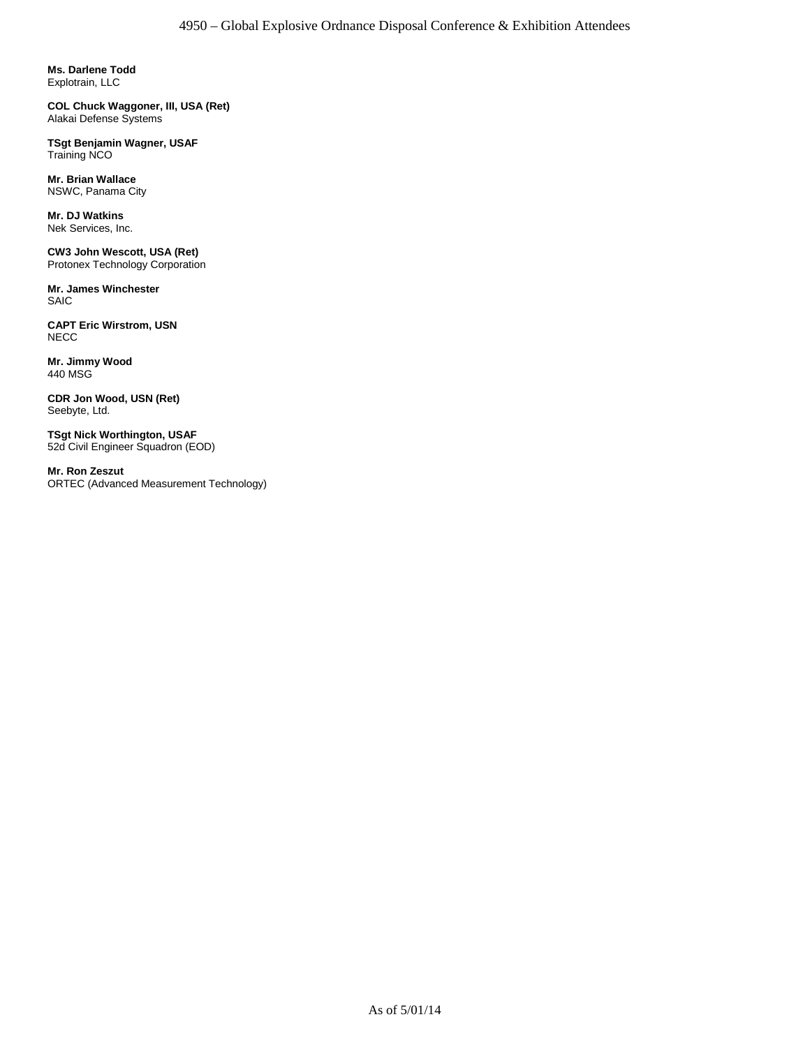**Ms. Darlene Todd**
Explotrain, LLC

**COL Chuck Waggoner, III, USA (Ret)**
Alakai Defense Systems

**TSgt Benjamin Wagner, USAF**
Training NCO

**Mr. Brian Wallace**
NSWC, Panama City

**Mr. DJ Watkins**
Nek Services, Inc.

**CW3 John Wescott, USA (Ret)**
Protonex Technology Corporation

**Mr. James Winchester**
SAIC

**CAPT Eric Wirstrom, USN**
NECC

**Mr. Jimmy Wood**
440 MSG

**CDR Jon Wood, USN (Ret)**
Seebyte, Ltd.

**TSgt Nick Worthington, USAF**
52d Civil Engineer Squadron (EOD)

**Mr. Ron Zeszut**
ORTEC (Advanced Measurement Technology)